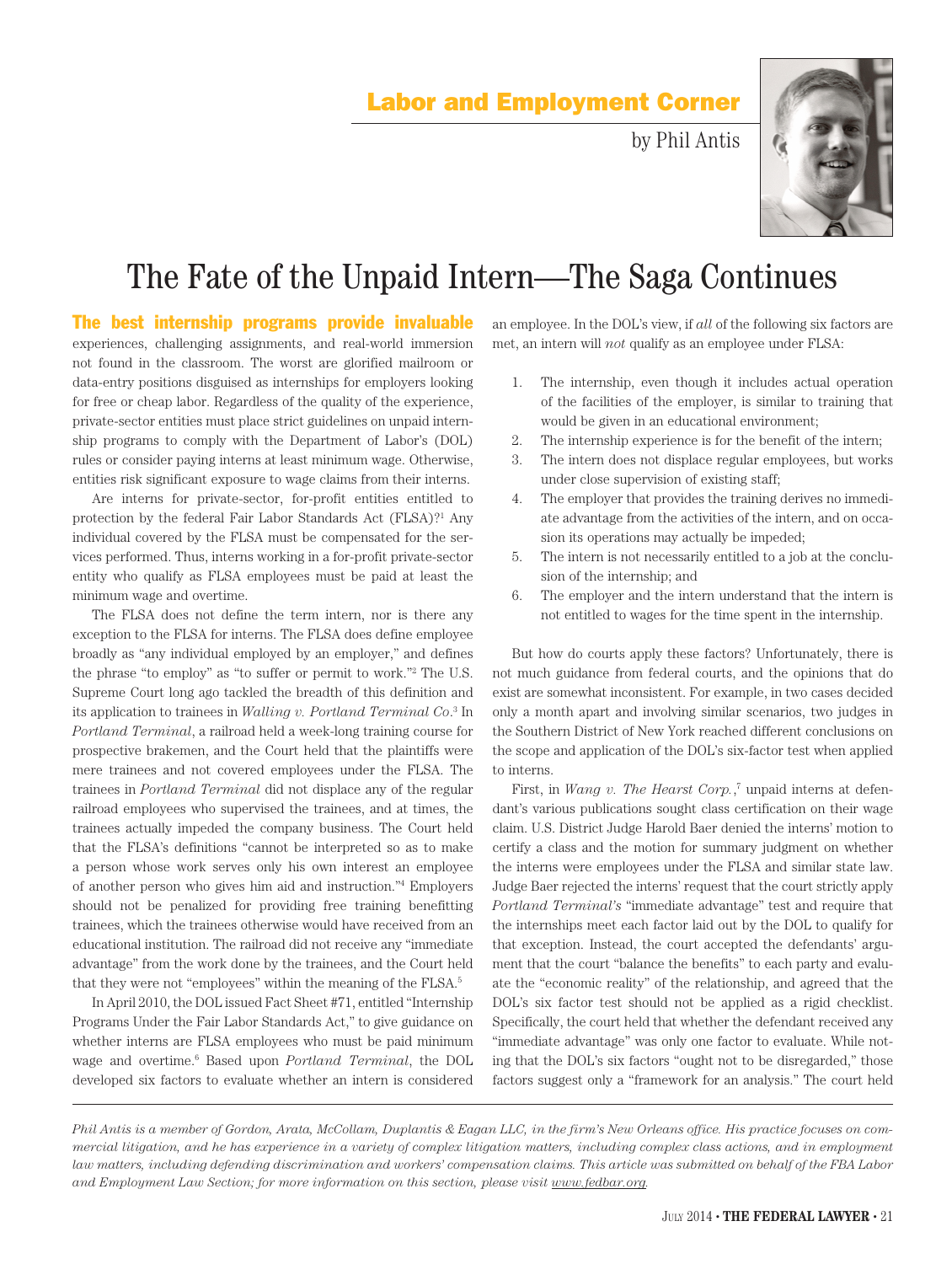## Labor and Employment Corner

by Phil Antis

# The Fate of the Unpaid Intern—The Saga Continues

**The best internship programs provide invaluable** experiences, challenging assignments, and real-world immersion not found in the classroom. The worst are glorified mailroom or data-entry positions disguised as internships for employers looking for free or cheap labor. Regardless of the quality of the experience, private-sector entities must place strict guidelines on unpaid internship programs to comply with the Department of Labor's (DOL) rules or consider paying interns at least minimum wage. Otherwise, entities risk significant exposure to wage claims from their interns.

Are interns for private-sector, for-profit entities entitled to protection by the federal Fair Labor Standards Act (FLSA)?[1] Any individual covered by the FLSA must be compensated for the services performed. Thus, interns working in a for-profit private-sector entity who qualify as FLSA employees must be paid at least the minimum wage and overtime.

The FLSA does not define the term intern, nor is there any exception to the FLSA for interns. The FLSA does define employee broadly as "any individual employed by an employer," and defines the phrase "to employ" as "to suffer or permit to work."[2] The U.S. Supreme Court long ago tackled the breadth of this definition and its application to trainees in *Walling v. Portland Terminal Co.*[3] In *Portland Terminal*, a railroad held a week-long training course for prospective brakemen, and the Court held that the plaintiffs were mere trainees and not covered employees under the FLSA. The trainees in *Portland Terminal* did not displace any of the regular railroad employees who supervised the trainees, and at times, the trainees actually impeded the company business. The Court held that the FLSA's definitions "cannot be interpreted so as to make a person whose work serves only his own interest an employee of another person who gives him aid and instruction."[4] Employers should not be penalized for providing free training benefitting trainees, which the trainees otherwise would have received from an educational institution. The railroad did not receive any "immediate advantage" from the work done by the trainees, and the Court held that they were not "employees" within the meaning of the FLSA.[5]

In April 2010, the DOL issued Fact Sheet #71, entitled "Internship Programs Under the Fair Labor Standards Act," to give guidance on whether interns are FLSA employees who must be paid minimum wage and overtime.[6] Based upon *Portland Terminal*, the DOL developed six factors to evaluate whether an intern is considered an employee. In the DOL's view, if *all* of the following six factors are met, an intern will *not* qualify as an employee under FLSA:

1. The internship, even though it includes actual operation of the facilities of the employer, is similar to training that would be given in an educational environment;
2. The internship experience is for the benefit of the intern;
3. The intern does not displace regular employees, but works under close supervision of existing staff;
4. The employer that provides the training derives no immediate advantage from the activities of the intern, and on occasion its operations may actually be impeded;
5. The intern is not necessarily entitled to a job at the conclusion of the internship; and
6. The employer and the intern understand that the intern is not entitled to wages for the time spent in the internship.

But how do courts apply these factors? Unfortunately, there is not much guidance from federal courts, and the opinions that do exist are somewhat inconsistent. For example, in two cases decided only a month apart and involving similar scenarios, two judges in the Southern District of New York reached different conclusions on the scope and application of the DOL's six-factor test when applied to interns.

First, in *Wang v. The Hearst Corp.*,[7] unpaid interns at defendant's various publications sought class certification on their wage claim. U.S. District Judge Harold Baer denied the interns' motion to certify a class and the motion for summary judgment on whether the interns were employees under the FLSA and similar state law. Judge Baer rejected the interns' request that the court strictly apply *Portland Terminal's* "immediate advantage" test and require that the internships meet each factor laid out by the DOL to qualify for that exception. Instead, the court accepted the defendants' argument that the court "balance the benefits" to each party and evaluate the "economic reality" of the relationship, and agreed that the DOL's six factor test should not be applied as a rigid checklist. Specifically, the court held that whether the defendant received any "immediate advantage" was only one factor to evaluate. While noting that the DOL's six factors "ought not to be disregarded," those factors suggest only a "framework for an analysis." The court held

---

*Phil Antis is a member of Gordon, Arata, McCollam, Duplantis & Eagan LLC, in the firm's New Orleans office. His practice focuses on commercial litigation, and he has experience in a variety of complex litigation matters, including complex class actions, and in employment law matters, including defending discrimination and workers' compensation claims. This article was submitted on behalf of the FBA Labor and Employment Law Section; for more information on this section, please visit www.fedbar.org.*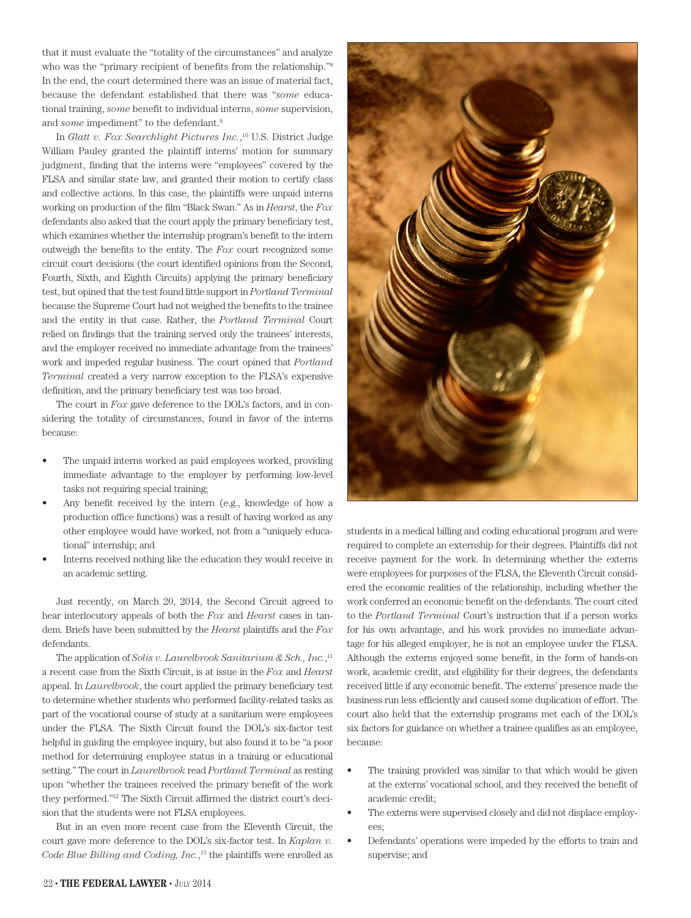that it must evaluate the "totality of the circumstances" and analyze who was the "primary recipient of benefits from the relationship."[8] In the end, the court determined there was an issue of material fact, because the defendant established that there was "*some* educational training, *some* benefit to individual interns, *some* supervision, and *some* impediment" to the defendant.[9]

In *Glatt v. Fox Searchlight Pictures Inc.*,[10] U.S. District Judge William Pauley granted the plaintiff interns' motion for summary judgment, finding that the interns were "employees" covered by the FLSA and similar state law, and granted their motion to certify class and collective actions. In this case, the plaintiffs were unpaid interns working on production of the film "Black Swan." As in *Hearst*, the *Fox* defendants also asked that the court apply the primary beneficiary test, which examines whether the internship program's benefit to the intern outweigh the benefits to the entity. The *Fox* court recognized some circuit court decisions (the court identified opinions from the Second, Fourth, Sixth, and Eighth Circuits) applying the primary beneficiary test, but opined that the test found little support in *Portland Terminal* because the Supreme Court had not weighed the benefits to the trainee and the entity in that case. Rather, the *Portland Terminal* Court relied on findings that the training served only the trainees' interests, and the employer received no immediate advantage from the trainees' work and impeded regular business. The court opined that *Portland Terminal* created a very narrow exception to the FLSA's expensive definition, and the primary beneficiary test was too broad.

The court in *Fox* gave deference to the DOL's factors, and in considering the totality of circumstances, found in favor of the interns because:

- The unpaid interns worked as paid employees worked, providing immediate advantage to the employer by performing low-level tasks not requiring special training;
- Any benefit received by the intern (e.g., knowledge of how a production office functions) was a result of having worked as any other employee would have worked, not from a "uniquely educational" internship; and
- Interns received nothing like the education they would receive in an academic setting.

Just recently, on March 20, 2014, the Second Circuit agreed to hear interlocutory appeals of both the *Fox* and *Hearst* cases in tandem. Briefs have been submitted by the *Hearst* plaintiffs and the *Fox* defendants.

The application of *Solis v. Laurelbrook Sanitarium & Sch., Inc.*,[11] a recent case from the Sixth Circuit, is at issue in the *Fox* and *Hearst* appeal. In *Laurelbrook*, the court applied the primary beneficiary test to determine whether students who performed facility-related tasks as part of the vocational course of study at a sanitarium were employees under the FLSA. The Sixth Circuit found the DOL's six-factor test helpful in guiding the employee inquiry, but also found it to be "a poor method for determining employee status in a training or educational setting." The court in *Laurelbrook* read *Portland Terminal* as resting upon "whether the trainees received the primary benefit of the work they performed."[12] The Sixth Circuit affirmed the district court's decision that the students were not FLSA employees.

But in an even more recent case from the Eleventh Circuit, the court gave more deference to the DOL's six-factor test. In *Kaplan v. Code Blue Billing and Coding, Inc.*,[13] the plaintiffs were enrolled as students in a medical billing and coding educational program and were required to complete an externship for their degrees. Plaintiffs did not receive payment for the work. In determining whether the externs were employees for purposes of the FLSA, the Eleventh Circuit considered the economic realities of the relationship, including whether the work conferred an economic benefit on the defendants. The court cited to the *Portland Terminal* Court's instruction that if a person works for his own advantage, and his work provides no immediate advantage for his alleged employer, he is not an employee under the FLSA. Although the externs enjoyed some benefit, in the form of hands-on work, academic credit, and eligibility for their degrees, the defendants received little if any economic benefit. The externs' presence made the business run less efficiently and caused some duplication of effort. The court also held that the externship programs met each of the DOL's six factors for guidance on whether a trainee qualifies as an employee, because:

- The training provided was similar to that which would be given at the externs' vocational school, and they received the benefit of academic credit;
- The externs were supervised closely and did not displace employees;
- Defendants' operations were impeded by the efforts to train and supervise; and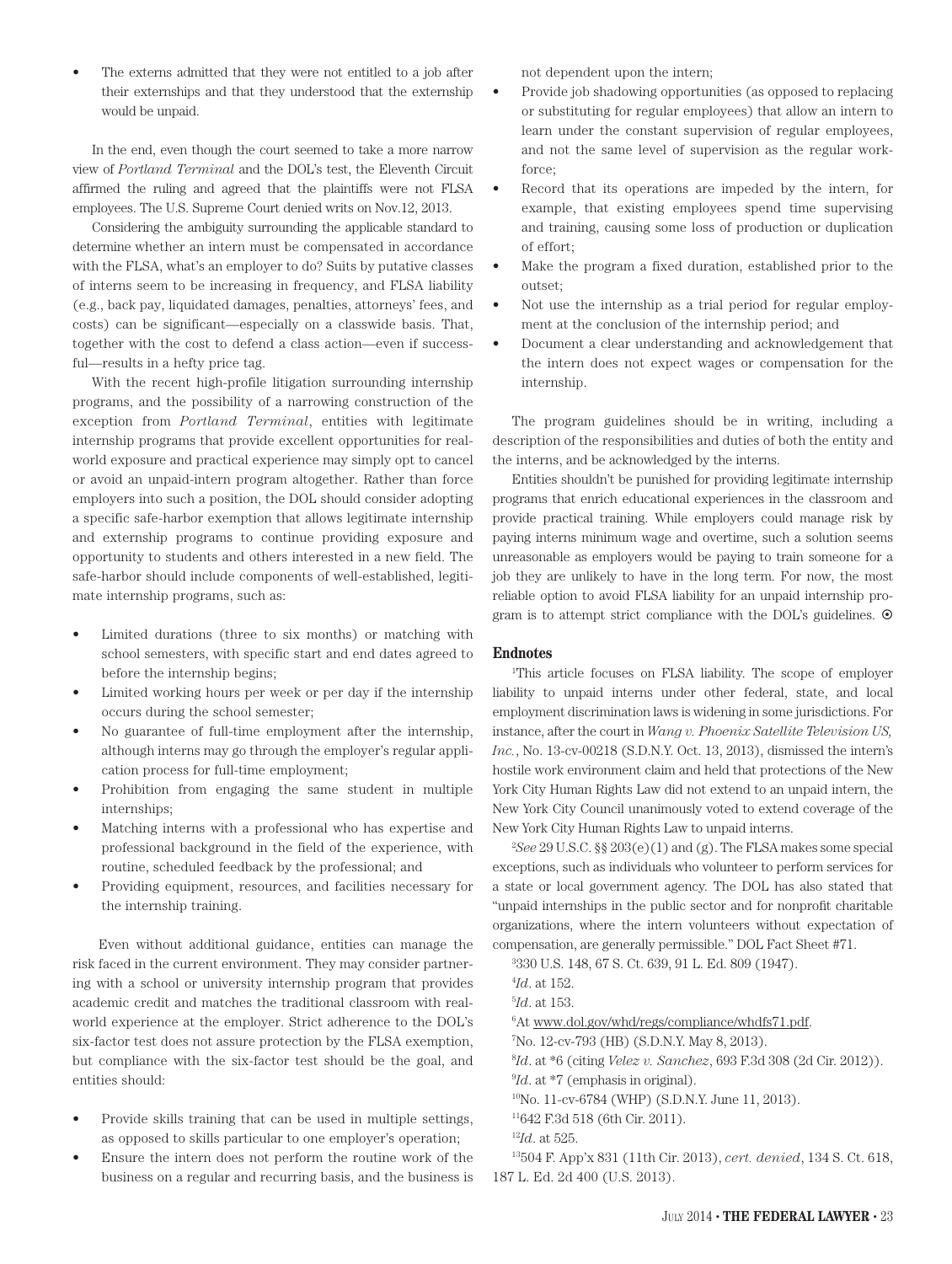- The externs admitted that they were not entitled to a job after their externships and that they understood that the externship would be unpaid.

In the end, even though the court seemed to take a more narrow view of *Portland Terminal* and the DOL's test, the Eleventh Circuit affirmed the ruling and agreed that the plaintiffs were not FLSA employees. The U.S. Supreme Court denied writs on Nov.12, 2013.

Considering the ambiguity surrounding the applicable standard to determine whether an intern must be compensated in accordance with the FLSA, what's an employer to do? Suits by putative classes of interns seem to be increasing in frequency, and FLSA liability (e.g., back pay, liquidated damages, penalties, attorneys' fees, and costs) can be significant—especially on a classwide basis. That, together with the cost to defend a class action—even if successful—results in a hefty price tag.

With the recent high-profile litigation surrounding internship programs, and the possibility of a narrowing construction of the exception from *Portland Terminal*, entities with legitimate internship programs that provide excellent opportunities for real-world exposure and practical experience may simply opt to cancel or avoid an unpaid-intern program altogether. Rather than force employers into such a position, the DOL should consider adopting a specific safe-harbor exemption that allows legitimate internship and externship programs to continue providing exposure and opportunity to students and others interested in a new field. The safe-harbor should include components of well-established, legitimate internship programs, such as:

- Limited durations (three to six months) or matching with school semesters, with specific start and end dates agreed to before the internship begins;
- Limited working hours per week or per day if the internship occurs during the school semester;
- No guarantee of full-time employment after the internship, although interns may go through the employer's regular application process for full-time employment;
- Prohibition from engaging the same student in multiple internships;
- Matching interns with a professional who has expertise and professional background in the field of the experience, with routine, scheduled feedback by the professional; and
- Providing equipment, resources, and facilities necessary for the internship training.

Even without additional guidance, entities can manage the risk faced in the current environment. They may consider partnering with a school or university internship program that provides academic credit and matches the traditional classroom with real-world experience at the employer. Strict adherence to the DOL's six-factor test does not assure protection by the FLSA exemption, but compliance with the six-factor test should be the goal, and entities should:

- Provide skills training that can be used in multiple settings, as opposed to skills particular to one employer's operation;
- Ensure the intern does not perform the routine work of the business on a regular and recurring basis, and the business is not dependent upon the intern;
- Provide job shadowing opportunities (as opposed to replacing or substituting for regular employees) that allow an intern to learn under the constant supervision of regular employees, and not the same level of supervision as the regular workforce;
- Record that its operations are impeded by the intern, for example, that existing employees spend time supervising and training, causing some loss of production or duplication of effort;
- Make the program a fixed duration, established prior to the outset;
- Not use the internship as a trial period for regular employment at the conclusion of the internship period; and
- Document a clear understanding and acknowledgement that the intern does not expect wages or compensation for the internship.

The program guidelines should be in writing, including a description of the responsibilities and duties of both the entity and the interns, and be acknowledged by the interns.

Entities shouldn't be punished for providing legitimate internship programs that enrich educational experiences in the classroom and provide practical training. While employers could manage risk by paying interns minimum wage and overtime, such a solution seems unreasonable as employers would be paying to train someone for a job they are unlikely to have in the long term. For now, the most reliable option to avoid FLSA liability for an unpaid internship program is to attempt strict compliance with the DOL's guidelines. ⦿

## Endnotes

[1]This article focuses on FLSA liability. The scope of employer liability to unpaid interns under other federal, state, and local employment discrimination laws is widening in some jurisdictions. For instance, after the court in *Wang v. Phoenix Satellite Television US, Inc.*, No. 13-cv-00218 (S.D.N.Y. Oct. 13, 2013), dismissed the intern's hostile work environment claim and held that protections of the New York City Human Rights Law did not extend to an unpaid intern, the New York City Council unanimously voted to extend coverage of the New York City Human Rights Law to unpaid interns.

[2]*See* 29 U.S.C. §§ 203(e)(1) and (g). The FLSA makes some special exceptions, such as individuals who volunteer to perform services for a state or local government agency. The DOL has also stated that "unpaid internships in the public sector and for nonprofit charitable organizations, where the intern volunteers without expectation of compensation, are generally permissible." DOL Fact Sheet #71.

[3]330 U.S. 148, 67 S. Ct. 639, 91 L. Ed. 809 (1947).

[4]*Id.* at 152.

[5]*Id.* at 153.

[6]At www.dol.gov/whd/regs/compliance/whdfs71.pdf.

[7]No. 12-cv-793 (HB) (S.D.N.Y. May 8, 2013).

[8]*Id.* at *6 (citing *Velez v. Sanchez*, 693 F.3d 308 (2d Cir. 2012)).

[9]*Id.* at *7 (emphasis in original).

[10]No. 11-cv-6784 (WHP) (S.D.N.Y. June 11, 2013).

[11]642 F.3d 518 (6th Cir. 2011).

[12]*Id.* at 525.

[13]504 F. App'x 831 (11th Cir. 2013), *cert. denied*, 134 S. Ct. 618, 187 L. Ed. 2d 400 (U.S. 2013).